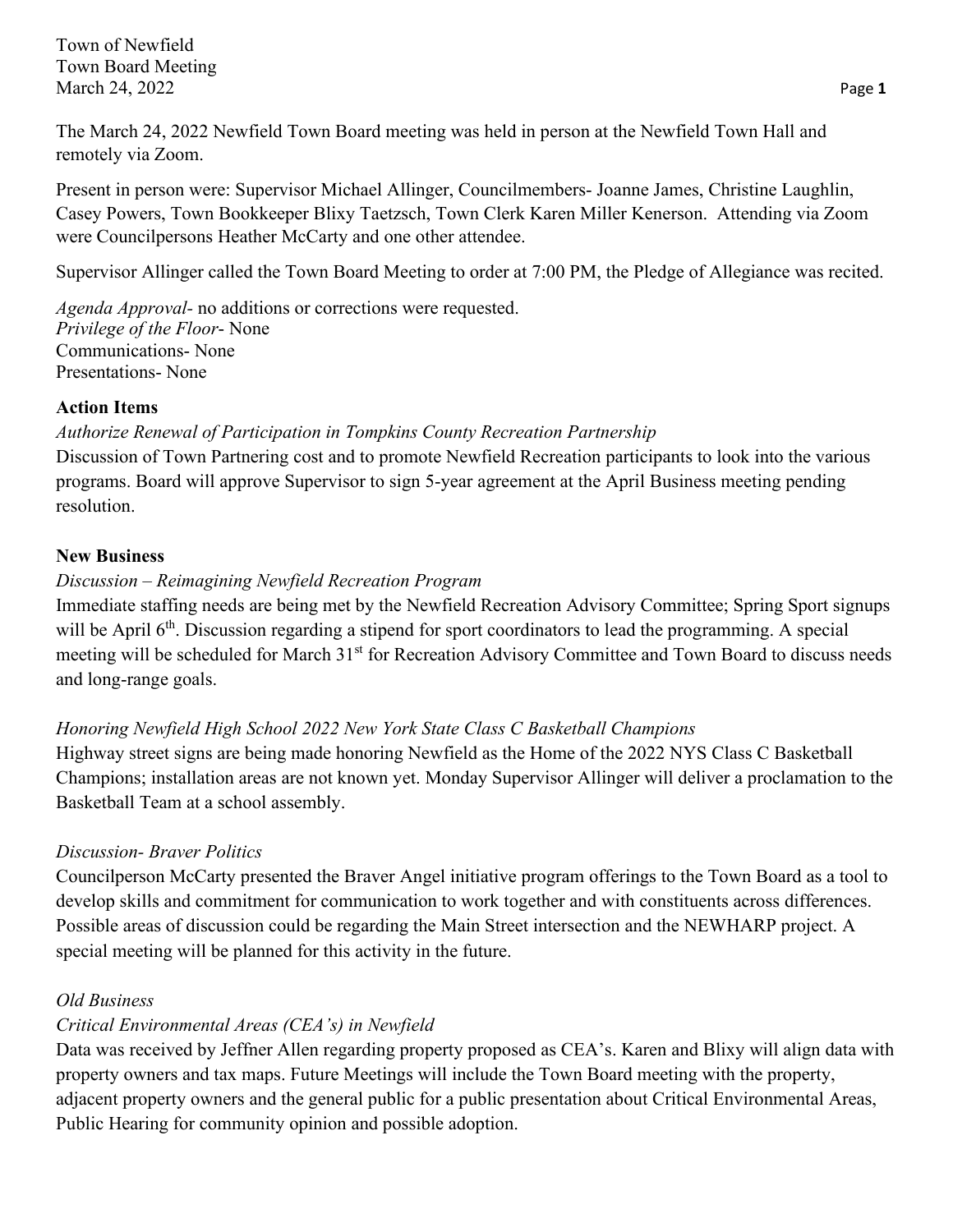Town of Newfield
Town Board Meeting
March 24, 2022

The March 24, 2022 Newfield Town Board meeting was held in person at the Newfield Town Hall and remotely via Zoom.

Present in person were: Supervisor Michael Allinger, Councilmembers- Joanne James, Christine Laughlin, Casey Powers, Town Bookkeeper Blixy Taetzsch, Town Clerk Karen Miller Kenerson. Attending via Zoom were Councilpersons Heather McCarty and one other attendee.

Supervisor Allinger called the Town Board Meeting to order at 7:00 PM, the Pledge of Allegiance was recited.

*Agenda Approval*- no additions or corrections were requested.
*Privilege of the Floor*- None
Communications- None
Presentations- None

**Action Items**

*Authorize Renewal of Participation in Tompkins County Recreation Partnership*
Discussion of Town Partnering cost and to promote Newfield Recreation participants to look into the various programs. Board will approve Supervisor to sign 5-year agreement at the April Business meeting pending resolution.

**New Business**

*Discussion – Reimagining Newfield Recreation Program*
Immediate staffing needs are being met by the Newfield Recreation Advisory Committee; Spring Sport signups will be April 6th. Discussion regarding a stipend for sport coordinators to lead the programming. A special meeting will be scheduled for March 31st for Recreation Advisory Committee and Town Board to discuss needs and long-range goals.

*Honoring Newfield High School 2022 New York State Class C Basketball Champions*
Highway street signs are being made honoring Newfield as the Home of the 2022 NYS Class C Basketball Champions; installation areas are not known yet. Monday Supervisor Allinger will deliver a proclamation to the Basketball Team at a school assembly.

*Discussion- Braver Politics*
Councilperson McCarty presented the Braver Angel initiative program offerings to the Town Board as a tool to develop skills and commitment for communication to work together and with constituents across differences. Possible areas of discussion could be regarding the Main Street intersection and the NEWHARP project. A special meeting will be planned for this activity in the future.

*Old Business*

*Critical Environmental Areas (CEA's) in Newfield*
Data was received by Jeffner Allen regarding property proposed as CEA's. Karen and Blixy will align data with property owners and tax maps. Future Meetings will include the Town Board meeting with the property, adjacent property owners and the general public for a public presentation about Critical Environmental Areas, Public Hearing for community opinion and possible adoption.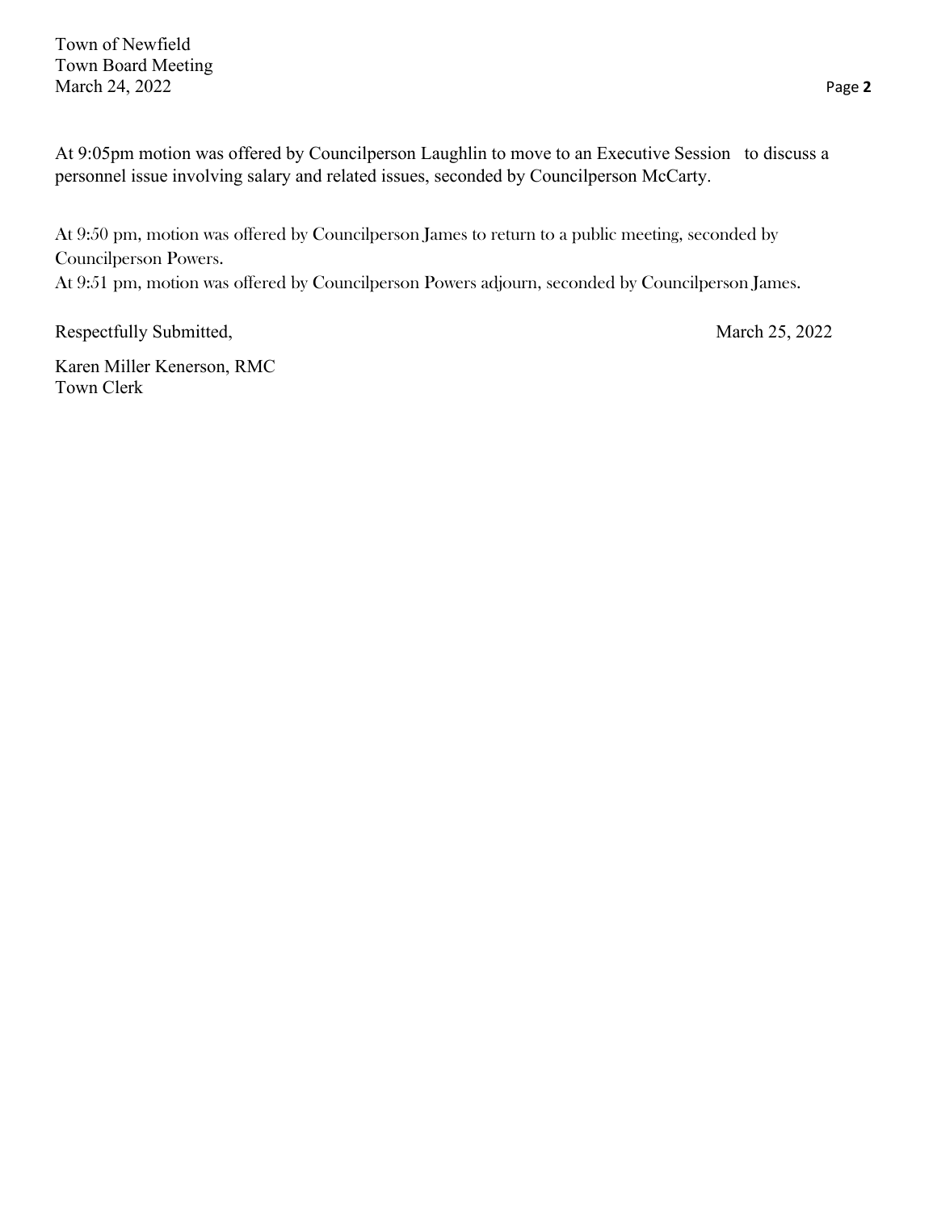At 9:05pm motion was offered by Councilperson Laughlin to move to an Executive Session to discuss a personnel issue involving salary and related issues, seconded by Councilperson McCarty.

At 9:50 pm, motion was offered by Councilperson James to return to a public meeting, seconded by Councilperson Powers.

At 9:51 pm, motion was offered by Councilperson Powers adjourn, seconded by Councilperson James.

Respectfully Submitted, March 25, 2022

Karen Miller Kenerson, RMC
Town Clerk